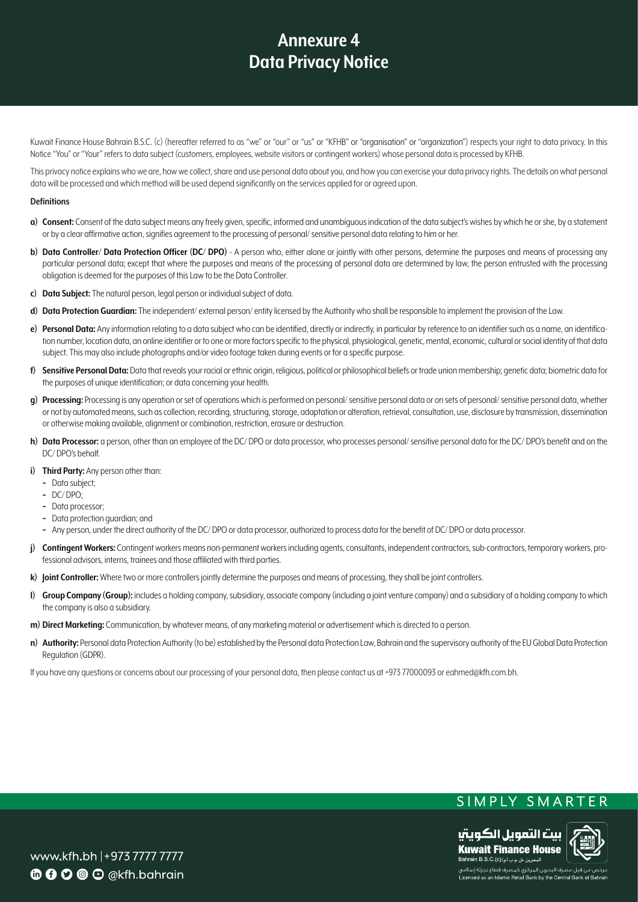# Annexure 4
# Data Privacy Notice

Kuwait Finance House Bahrain B.S.C. (c) (hereafter referred to as "we" or "our" or "us" or "KFHB" or "organisation" or "organization") respects your right to data privacy. In this Notice "You" or "Your" refers to data subject (customers, employees, website visitors or contingent workers) whose personal data is processed by KFHB.

This privacy notice explains who we are, how we collect, share and use personal data about you, and how you can exercise your data privacy rights. The details on what personal data will be processed and which method will be used depend significantly on the services applied for or agreed upon.

**Definitions**

a) **Consent:** Consent of the data subject means any freely given, specific, informed and unambiguous indication of the data subject's wishes by which he or she, by a statement or by a clear affirmative action, signifies agreement to the processing of personal/ sensitive personal data relating to him or her.

b) **Data Controller/ Data Protection Officer (DC/ DPO)** - A person who, either alone or jointly with other persons, determine the purposes and means of processing any particular personal data; except that where the purposes and means of the processing of personal data are determined by law, the person entrusted with the processing obligation is deemed for the purposes of this Law to be the Data Controller.

c) **Data Subject:** The natural person, legal person or individual subject of data.

d) **Data Protection Guardian:** The independent/ external person/ entity licensed by the Authority who shall be responsible to implement the provision of the Law.

e) **Personal Data:** Any information relating to a data subject who can be identified, directly or indirectly, in particular by reference to an identifier such as a name, an identification number, location data, an online identifier or to one or more factors specific to the physical, physiological, genetic, mental, economic, cultural or social identity of that data subject. This may also include photographs and/or video footage taken during events or for a specific purpose.

f) **Sensitive Personal Data:** Data that reveals your racial or ethnic origin, religious, political or philosophical beliefs or trade union membership; genetic data; biometric data for the purposes of unique identification; or data concerning your health.

g) **Processing:** Processing is any operation or set of operations which is performed on personal/ sensitive personal data or on sets of personal/ sensitive personal data, whether or not by automated means, such as collection, recording, structuring, storage, adaptation or alteration, retrieval, consultation, use, disclosure by transmission, dissemination or otherwise making available, alignment or combination, restriction, erasure or destruction.

h) **Data Processor:** a person, other than an employee of the DC/ DPO or data processor, who processes personal/ sensitive personal data for the DC/ DPO's benefit and on the DC/ DPO's behalf.

i) **Third Party:** Any person other than:
   - Data subject;
   - DC/ DPO;
   - Data processor;
   - Data protection guardian; and
   - Any person, under the direct authority of the DC/ DPO or data processor, authorized to process data for the benefit of DC/ DPO or data processor.

j) **Contingent Workers:** Contingent workers means non-permanent workers including agents, consultants, independent contractors, sub-contractors, temporary workers, professional advisors, interns, trainees and those affiliated with third parties.

k) **Joint Controller:** Where two or more controllers jointly determine the purposes and means of processing, they shall be joint controllers.

l) **Group Company (Group):** includes a holding company, subsidiary, associate company (including a joint venture company) and a subsidiary of a holding company to which the company is also a subsidiary.

m) **Direct Marketing:** Communication, by whatever means, of any marketing material or advertisement which is directed to a person.

n) **Authority:** Personal data Protection Authority (to be) established by the Personal data Protection Law, Bahrain and the supervisory authority of the EU Global Data Protection Regulation (GDPR).

If you have any questions or concerns about our processing of your personal data, then please contact us at +973 77000093 or eahmed@kfh.com.bh.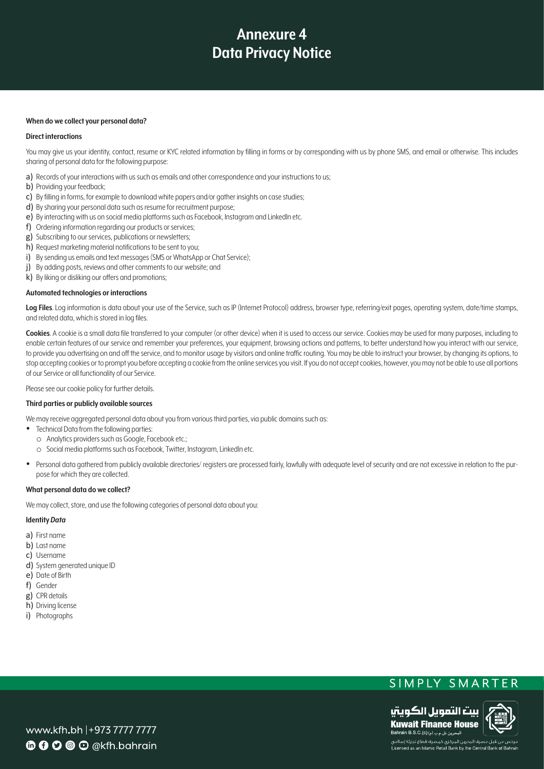# Annexure 4
# Data Privacy Notice

**When do we collect your personal data?**

**Direct interactions**

You may give us your identity, contact, resume or KYC related information by filling in forms or by corresponding with us by phone SMS, and email or otherwise. This includes sharing of personal data for the following purpose:

a) Records of your interactions with us such as emails and other correspondence and your instructions to us;
b) Providing your feedback;
c) By filling in forms, for example to download white papers and/or gather insights on case studies;
d) By sharing your personal data such as resume for recruitment purpose;
e) By interacting with us on social media platforms such as Facebook, Instagram and LinkedIn etc.
f) Ordering information regarding our products or services;
g) Subscribing to our services, publications or newsletters;
h) Request marketing material notifications to be sent to you;
i) By sending us emails and text messages (SMS or WhatsApp or Chat Service);
j) By adding posts, reviews and other comments to our website; and
k) By liking or disliking our offers and promotions;

**Automated technologies or interactions**

**Log Files**. Log information is data about your use of the Service, such as IP (Internet Protocol) address, browser type, referring/exit pages, operating system, date/time stamps, and related data, which is stored in log files.

**Cookies**. A cookie is a small data file transferred to your computer (or other device) when it is used to access our service. Cookies may be used for many purposes, including to enable certain features of our service and remember your preferences, your equipment, browsing actions and patterns, to better understand how you interact with our service, to provide you advertising on and off the service, and to monitor usage by visitors and online traffic routing. You may be able to instruct your browser, by changing its options, to stop accepting cookies or to prompt you before accepting a cookie from the online services you visit. If you do not accept cookies, however, you may not be able to use all portions of our Service or all functionality of our Service.

Please see our cookie policy for further details.

**Third parties or publicly available sources**

We may receive aggregated personal data about you from various third parties, via public domains such as:

- Technical Data from the following parties:
  - Analytics providers such as Google, Facebook etc.;
  - Social media platforms such as Facebook, Twitter, Instagram, LinkedIn etc.
- Personal data gathered from publicly available directories/ registers are processed fairly, lawfully with adequate level of security and are not excessive in relation to the purpose for which they are collected.

**What personal data do we collect?**

We may collect, store, and use the following categories of personal data about you:

**Identity *Data***

a) First name
b) Last name
c) Username
d) System generated unique ID
e) Date of Birth
f) Gender
g) CPR details
h) Driving license
i) Photographs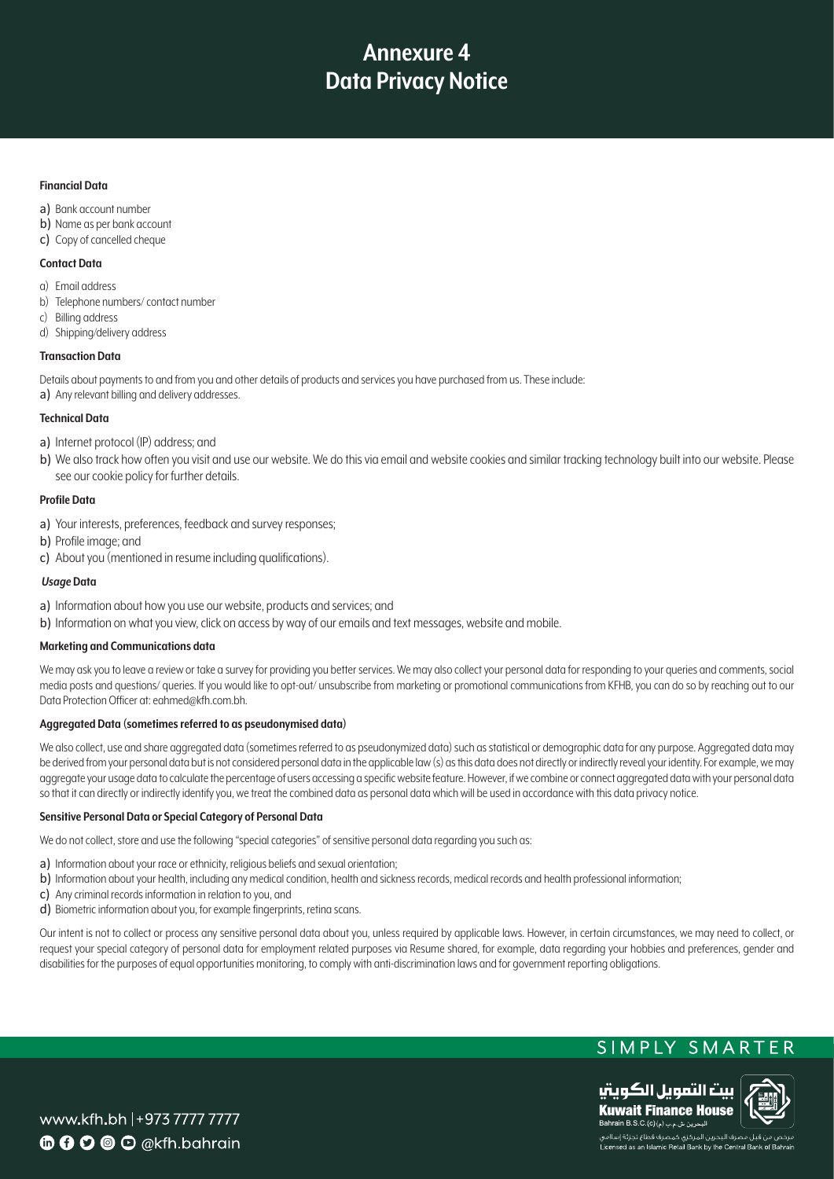# Annexure 4
# Data Privacy Notice

**Financial Data**

a) Bank account number
b) Name as per bank account
c) Copy of cancelled cheque

**Contact Data**

a) Email address
b) Telephone numbers/ contact number
c) Billing address
d) Shipping/delivery address

**Transaction Data**

Details about payments to and from you and other details of products and services you have purchased from us. These include:
a) Any relevant billing and delivery addresses.

**Technical Data**

a) Internet protocol (IP) address; and
b) We also track how often you visit and use our website. We do this via email and website cookies and similar tracking technology built into our website. Please see our cookie policy for further details.

**Profile Data**

a) Your interests, preferences, feedback and survey responses;
b) Profile image; and
c) About you (mentioned in resume including qualifications).

***Usage* Data**

a) Information about how you use our website, products and services; and
b) Information on what you view, click on access by way of our emails and text messages, website and mobile.

**Marketing and Communications data**

We may ask you to leave a review or take a survey for providing you better services. We may also collect your personal data for responding to your queries and comments, social media posts and questions/ queries. If you would like to opt-out/ unsubscribe from marketing or promotional communications from KFHB, you can do so by reaching out to our Data Protection Officer at: eahmed@kfh.com.bh.

**Aggregated Data (sometimes referred to as pseudonymised data)**

We also collect, use and share aggregated data (sometimes referred to as pseudonymized data) such as statistical or demographic data for any purpose. Aggregated data may be derived from your personal data but is not considered personal data in the applicable law (s) as this data does not directly or indirectly reveal your identity. For example, we may aggregate your usage data to calculate the percentage of users accessing a specific website feature. However, if we combine or connect aggregated data with your personal data so that it can directly or indirectly identify you, we treat the combined data as personal data which will be used in accordance with this data privacy notice.

**Sensitive Personal Data or Special Category of Personal Data**

We do not collect, store and use the following "special categories" of sensitive personal data regarding you such as:

a) Information about your race or ethnicity, religious beliefs and sexual orientation;
b) Information about your health, including any medical condition, health and sickness records, medical records and health professional information;
c) Any criminal records information in relation to you, and
d) Biometric information about you, for example fingerprints, retina scans.

Our intent is not to collect or process any sensitive personal data about you, unless required by applicable laws. However, in certain circumstances, we may need to collect, or request your special category of personal data for employment related purposes via Resume shared, for example, data regarding your hobbies and preferences, gender and disabilities for the purposes of equal opportunities monitoring, to comply with anti-discrimination laws and for government reporting obligations.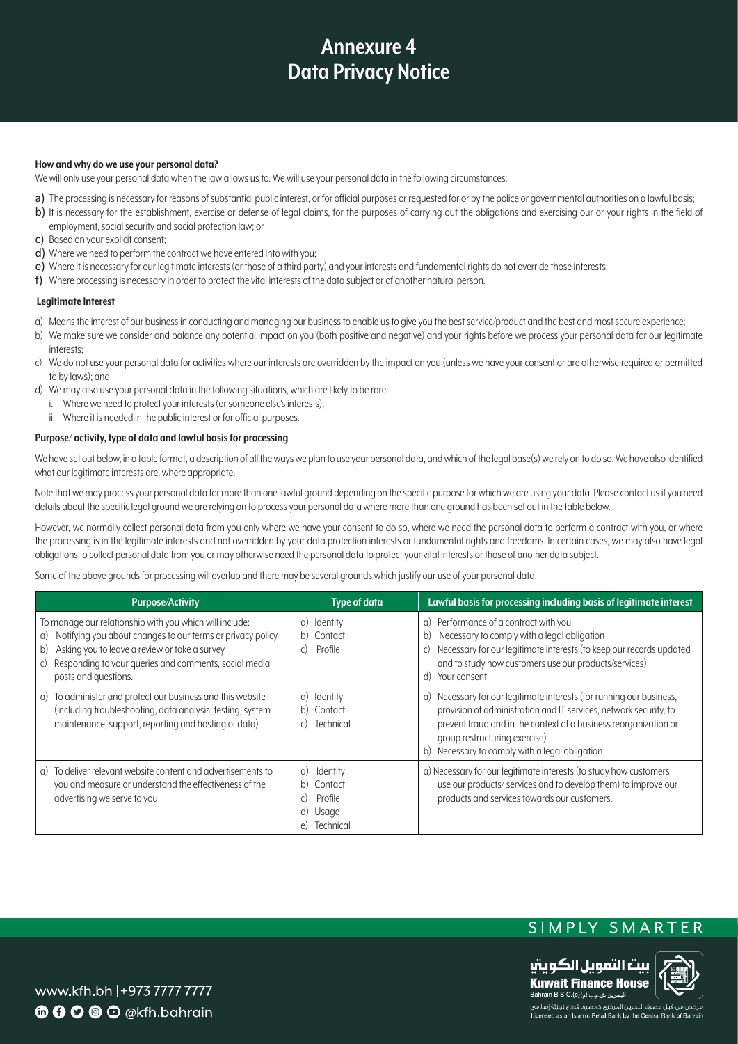# Annexure 4
# Data Privacy Notice

**How and why do we use your personal data?**

We will only use your personal data when the law allows us to. We will use your personal data in the following circumstances:

a) The processing is necessary for reasons of substantial public interest, or for official purposes or requested for or by the police or governmental authorities on a lawful basis;

b) It is necessary for the establishment, exercise or defense of legal claims, for the purposes of carrying out the obligations and exercising our or your rights in the field of employment, social security and social protection law; or

c) Based on your explicit consent;

d) Where we need to perform the contract we have entered into with you;

e) Where it is necessary for our legitimate interests (or those of a third party) and your interests and fundamental rights do not override those interests;

f) Where processing is necessary in order to protect the vital interests of the data subject or of another natural person.

**Legitimate Interest**

a) Means the interest of our business in conducting and managing our business to enable us to give you the best service/product and the best and most secure experience;

b) We make sure we consider and balance any potential impact on you (both positive and negative) and your rights before we process your personal data for our legitimate interests;

c) We do not use your personal data for activities where our interests are overridden by the impact on you (unless we have your consent or are otherwise required or permitted to by laws); and

d) We may also use your personal data in the following situations, which are likely to be rare:
   i. Where we need to protect your interests (or someone else's interests);
   ii. Where it is needed in the public interest or for official purposes.

**Purpose/ activity, type of data and lawful basis for processing**

We have set out below, in a table format, a description of all the ways we plan to use your personal data, and which of the legal base(s) we rely on to do so. We have also identified what our legitimate interests are, where appropriate.

Note that we may process your personal data for more than one lawful ground depending on the specific purpose for which we are using your data. Please contact us if you need details about the specific legal ground we are relying on to process your personal data where more than one ground has been set out in the table below.

However, we normally collect personal data from you only where we have your consent to do so, where we need the personal data to perform a contract with you, or where the processing is in the legitimate interests and not overridden by your data protection interests or fundamental rights and freedoms. In certain cases, we may also have legal obligations to collect personal data from you or may otherwise need the personal data to protect your vital interests or those of another data subject.

Some of the above grounds for processing will overlap and there may be several grounds which justify our use of your personal data.

| Purpose/Activity | Type of data | Lawful basis for processing including basis of legitimate interest |
|---|---|---|
| To manage our relationship with you which will include:<br>a) Notifying you about changes to our terms or privacy policy<br>b) Asking you to leave a review or take a survey<br>c) Responding to your queries and comments, social media posts and questions. | a) Identity<br>b) Contact<br>c) Profile | a) Performance of a contract with you<br>b) Necessary to comply with a legal obligation<br>c) Necessary for our legitimate interests (to keep our records updated and to study how customers use our products/services)<br>d) Your consent |
| a) To administer and protect our business and this website (including troubleshooting, data analysis, testing, system maintenance, support, reporting and hosting of data) | a) Identity<br>b) Contact<br>c) Technical | a) Necessary for our legitimate interests (for running our business, provision of administration and IT services, network security, to prevent fraud and in the context of a business reorganization or group restructuring exercise)<br>b) Necessary to comply with a legal obligation |
| a) To deliver relevant website content and advertisements to you and measure or understand the effectiveness of the advertising we serve to you | a) Identity<br>b) Contact<br>c) Profile<br>d) Usage<br>e) Technical | a) Necessary for our legitimate interests (to study how customers use our products/ services and to develop them) to improve our products and services towards our customers. |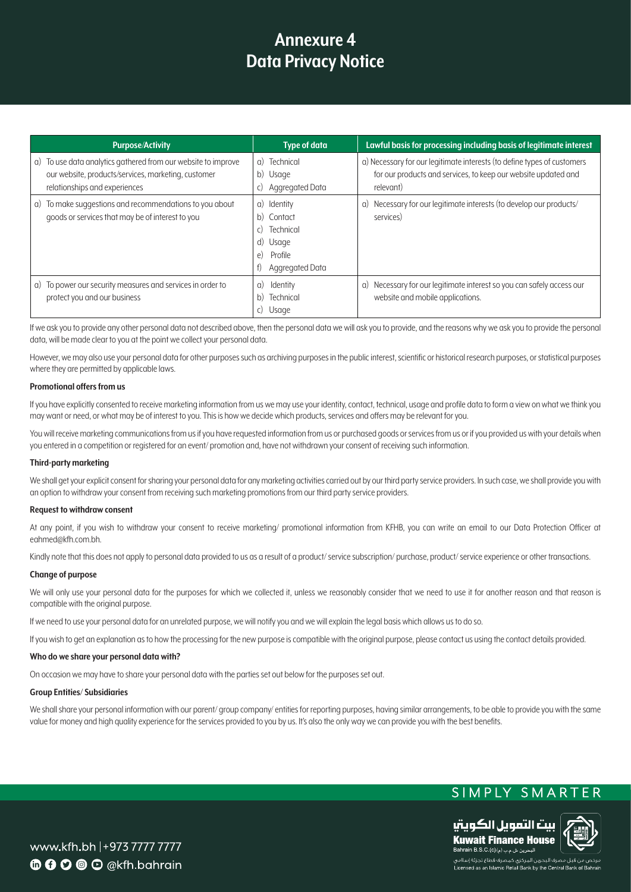# Annexure 4
# Data Privacy Notice

| Purpose/Activity | Type of data | Lawful basis for processing including basis of legitimate interest |
|---|---|---|
| a) To use data analytics gathered from our website to improve our website, products/services, marketing, customer relationships and experiences | a) Technical<br>b) Usage<br>c) Aggregated Data | a) Necessary for our legitimate interests (to define types of customers for our products and services, to keep our website updated and relevant) |
| a) To make suggestions and recommendations to you about goods or services that may be of interest to you | a) Identity<br>b) Contact<br>c) Technical<br>d) Usage<br>e) Profile<br>f) Aggregated Data | a) Necessary for our legitimate interests (to develop our products/ services) |
| a) To power our security measures and services in order to protect you and our business | a) Identity<br>b) Technical<br>c) Usage | a) Necessary for our legitimate interest so you can safely access our website and mobile applications. |

If we ask you to provide any other personal data not described above, then the personal data we will ask you to provide, and the reasons why we ask you to provide the personal data, will be made clear to you at the point we collect your personal data.

However, we may also use your personal data for other purposes such as archiving purposes in the public interest, scientific or historical research purposes, or statistical purposes where they are permitted by applicable laws.

**Promotional offers from us**

If you have explicitly consented to receive marketing information from us we may use your identity, contact, technical, usage and profile data to form a view on what we think you may want or need, or what may be of interest to you. This is how we decide which products, services and offers may be relevant for you.

You will receive marketing communications from us if you have requested information from us or purchased goods or services from us or if you provided us with your details when you entered in a competition or registered for an event/ promotion and, have not withdrawn your consent of receiving such information.

**Third-party marketing**

We shall get your explicit consent for sharing your personal data for any marketing activities carried out by our third party service providers. In such case, we shall provide you with an option to withdraw your consent from receiving such marketing promotions from our third party service providers.

**Request to withdraw consent**

At any point, if you wish to withdraw your consent to receive marketing/ promotional information from KFHB, you can write an email to our Data Protection Officer at eahmed@kfh.com.bh.

Kindly note that this does not apply to personal data provided to us as a result of a product/ service subscription/ purchase, product/ service experience or other transactions.

**Change of purpose**

We will only use your personal data for the purposes for which we collected it, unless we reasonably consider that we need to use it for another reason and that reason is compatible with the original purpose.

If we need to use your personal data for an unrelated purpose, we will notify you and we will explain the legal basis which allows us to do so.

If you wish to get an explanation as to how the processing for the new purpose is compatible with the original purpose, please contact us using the contact details provided.

**Who do we share your personal data with?**

On occasion we may have to share your personal data with the parties set out below for the purposes set out.

**Group Entities/ Subsidiaries**

We shall share your personal information with our parent/ group company/ entities for reporting purposes, having similar arrangements, to be able to provide you with the same value for money and high quality experience for the services provided to you by us. It's also the only way we can provide you with the best benefits.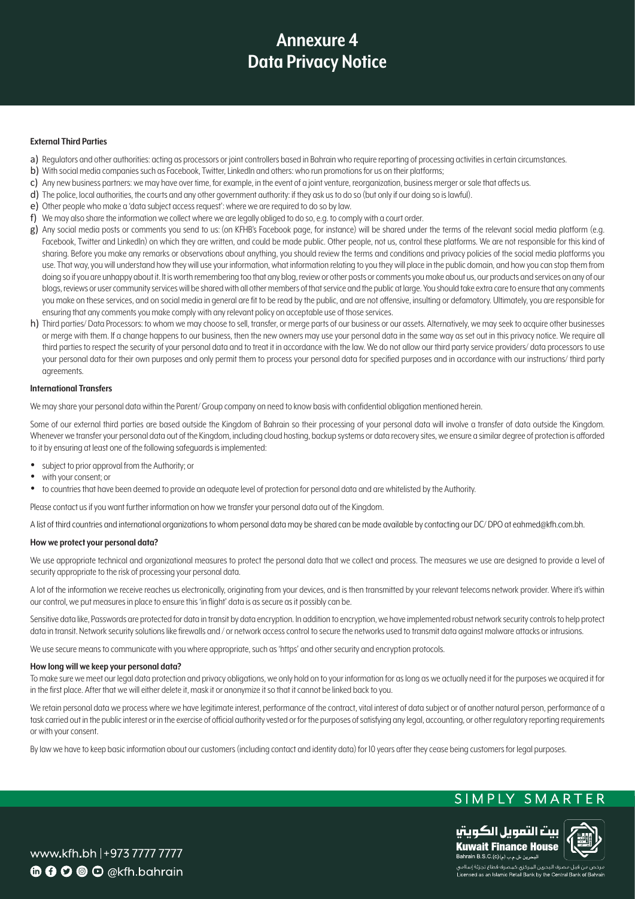# Annexure 4
# Data Privacy Notice

**External Third Parties**

a) Regulators and other authorities: acting as processors or joint controllers based in Bahrain who require reporting of processing activities in certain circumstances.

b) With social media companies such as Facebook, Twitter, LinkedIn and others: who run promotions for us on their platforms;

c) Any new business partners: we may have over time, for example, in the event of a joint venture, reorganization, business merger or sale that affects us.

d) The police, local authorities, the courts and any other government authority: if they ask us to do so (but only if our doing so is lawful).

e) Other people who make a 'data subject access request': where we are required to do so by law.

f) We may also share the information we collect where we are legally obliged to do so, e.g. to comply with a court order.

g) Any social media posts or comments you send to us: (on KFHB's Facebook page, for instance) will be shared under the terms of the relevant social media platform (e.g. Facebook, Twitter and LinkedIn) on which they are written, and could be made public. Other people, not us, control these platforms. We are not responsible for this kind of sharing. Before you make any remarks or observations about anything, you should review the terms and conditions and privacy policies of the social media platforms you use. That way, you will understand how they will use your information, what information relating to you they will place in the public domain, and how you can stop them from doing so if you are unhappy about it. It is worth remembering too that any blog, review or other posts or comments you make about us, our products and services on any of our blogs, reviews or user community services will be shared with all other members of that service and the public at large. You should take extra care to ensure that any comments you make on these services, and on social media in general are fit to be read by the public, and are not offensive, insulting or defamatory. Ultimately, you are responsible for ensuring that any comments you make comply with any relevant policy on acceptable use of those services.

h) Third parties/ Data Processors: to whom we may choose to sell, transfer, or merge parts of our business or our assets. Alternatively, we may seek to acquire other businesses or merge with them. If a change happens to our business, then the new owners may use your personal data in the same way as set out in this privacy notice. We require all third parties to respect the security of your personal data and to treat it in accordance with the law. We do not allow our third party service providers/ data processors to use your personal data for their own purposes and only permit them to process your personal data for specified purposes and in accordance with our instructions/ third party agreements.

**International Transfers**

We may share your personal data within the Parent/ Group company on need to know basis with confidential obligation mentioned herein.

Some of our external third parties are based outside the Kingdom of Bahrain so their processing of your personal data will involve a transfer of data outside the Kingdom. Whenever we transfer your personal data out of the Kingdom, including cloud hosting, backup systems or data recovery sites, we ensure a similar degree of protection is afforded to it by ensuring at least one of the following safeguards is implemented:

- subject to prior approval from the Authority; or
- with your consent; or
- to countries that have been deemed to provide an adequate level of protection for personal data and are whitelisted by the Authority.

Please contact us if you want further information on how we transfer your personal data out of the Kingdom.

A list of third countries and international organizations to whom personal data may be shared can be made available by contacting our DC/ DPO at eahmed@kfh.com.bh.

**How we protect your personal data?**

We use appropriate technical and organizational measures to protect the personal data that we collect and process. The measures we use are designed to provide a level of security appropriate to the risk of processing your personal data.

A lot of the information we receive reaches us electronically, originating from your devices, and is then transmitted by your relevant telecoms network provider. Where it's within our control, we put measures in place to ensure this 'in flight' data is as secure as it possibly can be.

Sensitive data like, Passwords are protected for data in transit by data encryption. In addition to encryption, we have implemented robust network security controls to help protect data in transit. Network security solutions like firewalls and / or network access control to secure the networks used to transmit data against malware attacks or intrusions.

We use secure means to communicate with you where appropriate, such as 'https' and other security and encryption protocols.

**How long will we keep your personal data?**

To make sure we meet our legal data protection and privacy obligations, we only hold on to your information for as long as we actually need it for the purposes we acquired it for in the first place. After that we will either delete it, mask it or anonymize it so that it cannot be linked back to you.

We retain personal data we process where we have legitimate interest, performance of the contract, vital interest of data subject or of another natural person, performance of a task carried out in the public interest or in the exercise of official authority vested or for the purposes of satisfying any legal, accounting, or other regulatory reporting requirements or with your consent.

By law we have to keep basic information about our customers (including contact and identity data) for 10 years after they cease being customers for legal purposes.

SIMPLY SMARTER

www.kfh.bh | +973 7777 7777
@kfh.bahrain

بيت التمويل الكويتي
Kuwait Finance House
Bahrain B.S.C.(c) البحرين ش.م.ب (م)

مرخص من قبل مصرف البحرين المركزي كمصرف قطاع تجزئة إسلامي
Licensed as an Islamic Retail Bank by the Central Bank of Bahrain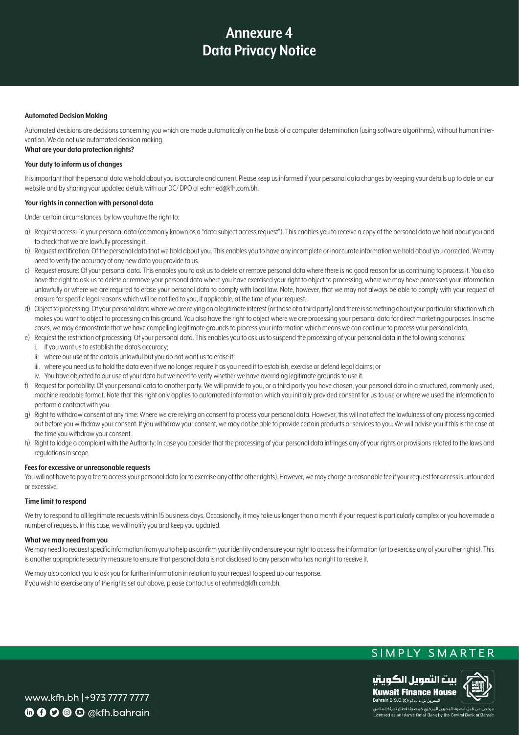# Annexure 4
# Data Privacy Notice

**Automated Decision Making**

Automated decisions are decisions concerning you which are made automatically on the basis of a computer determination (using software algorithms), without human intervention. We do not use automated decision making.

**What are your data protection rights?**

**Your duty to inform us of changes**

It is important that the personal data we hold about you is accurate and current. Please keep us informed if your personal data changes by keeping your details up to date on our website and by sharing your updated details with our DC/ DPO at eahmed@kfh.com.bh.

**Your rights in connection with personal data**

Under certain circumstances, by law you have the right to:

a) Request access: To your personal data (commonly known as a "data subject access request"). This enables you to receive a copy of the personal data we hold about you and to check that we are lawfully processing it.
b) Request rectification: Of the personal data that we hold about you. This enables you to have any incomplete or inaccurate information we hold about you corrected. We may need to verify the accuracy of any new data you provide to us.
c) Request erasure: Of your personal data. This enables you to ask us to delete or remove personal data where there is no good reason for us continuing to process it. You also have the right to ask us to delete or remove your personal data where you have exercised your right to object to processing, where we may have processed your information unlawfully or where we are required to erase your personal data to comply with local law. Note, however, that we may not always be able to comply with your request of erasure for specific legal reasons which will be notified to you, if applicable, at the time of your request.
d) Object to processing: Of your personal data where we are relying on a legitimate interest (or those of a third party) and there is something about your particular situation which makes you want to object to processing on this ground. You also have the right to object where we are processing your personal data for direct marketing purposes. In some cases, we may demonstrate that we have compelling legitimate grounds to process your information which means we can continue to process your personal data.
e) Request the restriction of processing: Of your personal data. This enables you to ask us to suspend the processing of your personal data in the following scenarios:
   i. if you want us to establish the data's accuracy;
   ii. where our use of the data is unlawful but you do not want us to erase it;
   iii. where you need us to hold the data even if we no longer require it as you need it to establish, exercise or defend legal claims; or
   iv. You have objected to our use of your data but we need to verify whether we have overriding legitimate grounds to use it.
f) Request for portability: Of your personal data to another party. We will provide to you, or a third party you have chosen, your personal data in a structured, commonly used, machine readable format. Note that this right only applies to automated information which you initially provided consent for us to use or where we used the information to perform a contract with you.
g) Right to withdraw consent at any time: Where we are relying on consent to process your personal data. However, this will not affect the lawfulness of any processing carried out before you withdraw your consent. If you withdraw your consent, we may not be able to provide certain products or services to you. We will advise you if this is the case at the time you withdraw your consent.
h) Right to lodge a complaint with the Authority: In case you consider that the processing of your personal data infringes any of your rights or provisions related to the laws and regulations in scope.

**Fees for excessive or unreasonable requests**

You will not have to pay a fee to access your personal data (or to exercise any of the other rights). However, we may charge a reasonable fee if your request for access is unfounded or excessive.

**Time limit to respond**

We try to respond to all legitimate requests within 15 business days. Occasionally, it may take us longer than a month if your request is particularly complex or you have made a number of requests. In this case, we will notify you and keep you updated.

**What we may need from you**

We may need to request specific information from you to help us confirm your identity and ensure your right to access the information (or to exercise any of your other rights). This is another appropriate security measure to ensure that personal data is not disclosed to any person who has no right to receive it.

We may also contact you to ask you for further information in relation to your request to speed up our response.
If you wish to exercise any of the rights set out above, please contact us at eahmed@kfh.com.bh.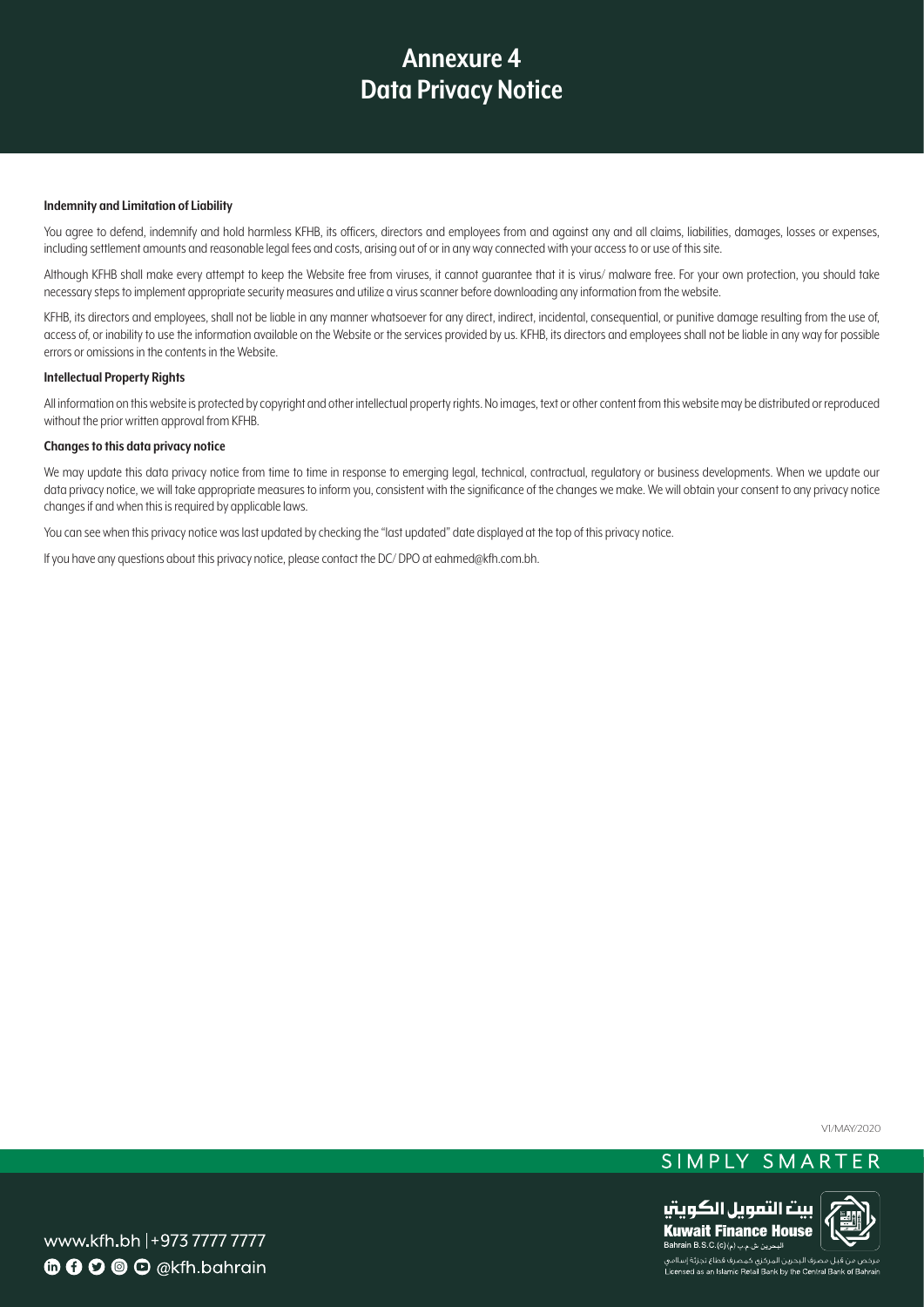# Annexure 4
# Data Privacy Notice

**Indemnity and Limitation of Liability**

You agree to defend, indemnify and hold harmless KFHB, its officers, directors and employees from and against any and all claims, liabilities, damages, losses or expenses, including settlement amounts and reasonable legal fees and costs, arising out of or in any way connected with your access to or use of this site.

Although KFHB shall make every attempt to keep the Website free from viruses, it cannot guarantee that it is virus/ malware free. For your own protection, you should take necessary steps to implement appropriate security measures and utilize a virus scanner before downloading any information from the website.

KFHB, its directors and employees, shall not be liable in any manner whatsoever for any direct, indirect, incidental, consequential, or punitive damage resulting from the use of, access of, or inability to use the information available on the Website or the services provided by us. KFHB, its directors and employees shall not be liable in any way for possible errors or omissions in the contents in the Website.

**Intellectual Property Rights**

All information on this website is protected by copyright and other intellectual property rights. No images, text or other content from this website may be distributed or reproduced without the prior written approval from KFHB.

**Changes to this data privacy notice**

We may update this data privacy notice from time to time in response to emerging legal, technical, contractual, regulatory or business developments. When we update our data privacy notice, we will take appropriate measures to inform you, consistent with the significance of the changes we make. We will obtain your consent to any privacy notice changes if and when this is required by applicable laws.

You can see when this privacy notice was last updated by checking the "last updated" date displayed at the top of this privacy notice.

If you have any questions about this privacy notice, please contact the DC/ DPO at eahmed@kfh.com.bh.

V1/MAY/2020